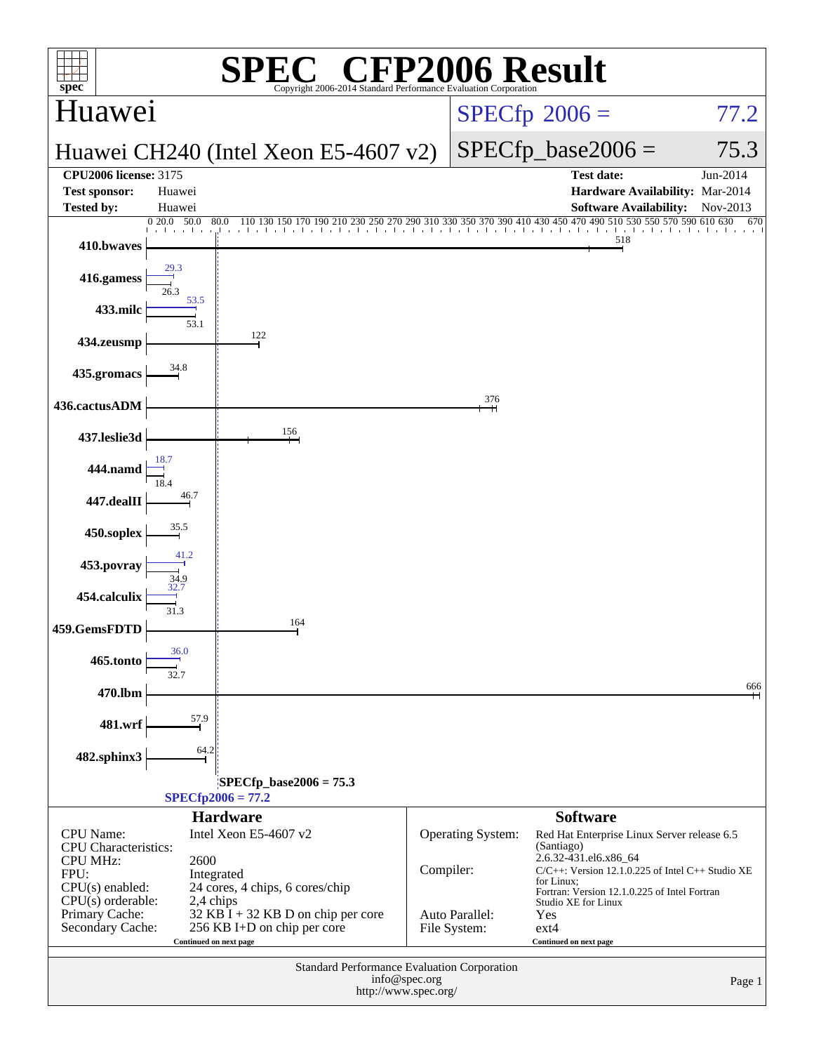# SPEC CFP2006 Result

Copyright 2006-2014 Standard Performance Evaluation Corporation

## Huawei

**Huawei CH240 (Intel Xeon E5-4607 v2)**

SPECfp 2006 = 77.2

SPECfp_base2006 = 75.3

| | | | |
|---|---|---|---|
| **CPU2006 license:** 3175 | | **Test date:** | Jun-2014 |
| **Test sponsor:** | Huawei | **Hardware Availability:** | Mar-2014 |
| **Tested by:** | Huawei | **Software Availability:** | Nov-2013 |

| Benchmark | Peak | Base |
|---|---|---|
| 410.bwaves | | 518 |
| 416.gamess | 29.3 | 26.3 |
| 433.milc | 53.5 | 53.1 |
| 434.zeusmp | | 122 |
| 435.gromacs | | 34.8 |
| 436.cactusADM | | 376 |
| 437.leslie3d | | 156 |
| 444.namd | 18.7 | 18.4 |
| 447.dealII | | 46.7 |
| 450.soplex | | 35.5 |
| 453.povray | 41.2 | 34.9 |
| 454.calculix | 32.7 | 31.3 |
| 459.GemsFDTD | | 164 |
| 465.tonto | 36.0 | 32.7 |
| 470.lbm | | 666 |
| 481.wrf | | 57.9 |
| 482.sphinx3 | | 64.2 |

SPECfp_base2006 = 75.3

SPECfp2006 = 77.2

### Hardware

| | |
|---|---|
| CPU Name: | Intel Xeon E5-4607 v2 |
| CPU Characteristics: | |
| CPU MHz: | 2600 |
| FPU: | Integrated |
| CPU(s) enabled: | 24 cores, 4 chips, 6 cores/chip |
| CPU(s) orderable: | 2,4 chips |
| Primary Cache: | 32 KB I + 32 KB D on chip per core |
| Secondary Cache: | 256 KB I+D on chip per core |

Continued on next page

### Software

| | |
|---|---|
| Operating System: | Red Hat Enterprise Linux Server release 6.5 (Santiago) 2.6.32-431.el6.x86_64 |
| Compiler: | C/C++: Version 12.1.0.225 of Intel C++ Studio XE for Linux; Fortran: Version 12.1.0.225 of Intel Fortran Studio XE for Linux |
| Auto Parallel: | Yes |
| File System: | ext4 |

Continued on next page

Standard Performance Evaluation Corporation
info@spec.org
http://www.spec.org/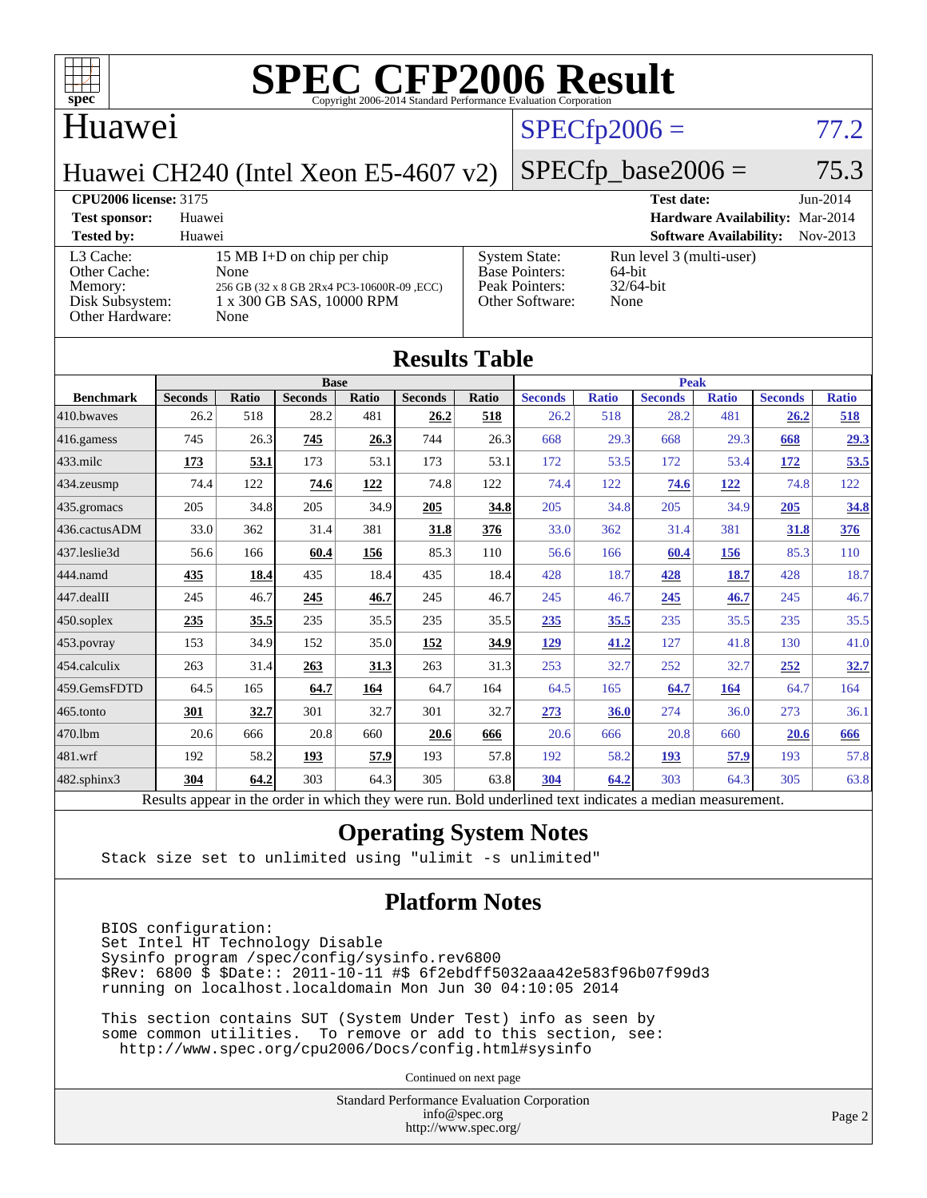# SPEC CFP2006 Result

Copyright 2006-2014 Standard Performance Evaluation Corporation

## Huawei

**Huawei CH240 (Intel Xeon E5-4607 v2)**

SPECfp2006 = 77.2

SPECfp_base2006 = 75.3

| | | | |
|---|---|---|---|
| **CPU2006 license:** 3175 | | **Test date:** | Jun-2014 |
| **Test sponsor:** | Huawei | **Hardware Availability:** | Mar-2014 |
| **Tested by:** | Huawei | **Software Availability:** | Nov-2013 |

| | | | |
|---|---|---|---|
| L3 Cache: | 15 MB I+D on chip per chip | System State: | Run level 3 (multi-user) |
| Other Cache: | None | Base Pointers: | 64-bit |
| Memory: | 256 GB (32 x 8 GB 2Rx4 PC3-10600R-09 ,ECC) | Peak Pointers: | 32/64-bit |
| Disk Subsystem: | 1 x 300 GB SAS, 10000 RPM | Other Software: | None |
| Other Hardware: | None | | |

## Results Table

| Benchmark | Base | | | | | | Peak | | | | | |
|---|---|---|---|---|---|---|---|---|---|---|---|---|
| | Seconds | Ratio | Seconds | Ratio | Seconds | Ratio | Seconds | Ratio | Seconds | Ratio | Seconds | Ratio |
| 410.bwaves | 26.2 | 518 | 28.2 | 481 | **26.2** | **518** | 26.2 | 518 | 28.2 | 481 | **26.2** | **518** |
| 416.gamess | 745 | 26.3 | **745** | **26.3** | 744 | 26.3 | 668 | 29.3 | 668 | 29.3 | **668** | **29.3** |
| 433.milc | **173** | **53.1** | 173 | 53.1 | 173 | 53.1 | 172 | 53.5 | 172 | 53.4 | **172** | **53.5** |
| 434.zeusmp | 74.4 | 122 | **74.6** | **122** | 74.8 | 122 | 74.4 | 122 | **74.6** | **122** | 74.8 | 122 |
| 435.gromacs | 205 | 34.8 | 205 | 34.9 | **205** | **34.8** | 205 | 34.8 | 205 | 34.9 | **205** | **34.8** |
| 436.cactusADM | 33.0 | 362 | 31.4 | 381 | **31.8** | **376** | 33.0 | 362 | 31.4 | 381 | **31.8** | **376** |
| 437.leslie3d | 56.6 | 166 | **60.4** | **156** | 85.3 | 110 | 56.6 | 166 | **60.4** | **156** | 85.3 | 110 |
| 444.namd | **435** | **18.4** | 435 | 18.4 | 435 | 18.4 | 428 | 18.7 | **428** | **18.7** | 428 | 18.7 |
| 447.dealII | 245 | 46.7 | **245** | **46.7** | 245 | 46.7 | 245 | 46.7 | **245** | **46.7** | 245 | 46.7 |
| 450.soplex | **235** | **35.5** | 235 | 35.5 | 235 | 35.5 | **235** | **35.5** | 235 | 35.5 | 235 | 35.5 |
| 453.povray | 153 | 34.9 | 152 | 35.0 | **152** | **34.9** | **129** | **41.2** | 127 | 41.8 | 130 | 41.0 |
| 454.calculix | 263 | 31.4 | **263** | **31.3** | 263 | 31.3 | 253 | 32.7 | 252 | 32.7 | **252** | **32.7** |
| 459.GemsFDTD | 64.5 | 165 | **64.7** | **164** | 64.7 | 164 | 64.5 | 165 | **64.7** | **164** | 64.7 | 164 |
| 465.tonto | **301** | **32.7** | 301 | 32.7 | 301 | 32.7 | **273** | **36.0** | 274 | 36.0 | 273 | 36.1 |
| 470.lbm | 20.6 | 666 | 20.8 | 660 | **20.6** | **666** | 20.6 | 666 | 20.8 | 660 | **20.6** | **666** |
| 481.wrf | 192 | 58.2 | **193** | **57.9** | 193 | 57.8 | 192 | 58.2 | **193** | **57.9** | 193 | 57.8 |
| 482.sphinx3 | **304** | **64.2** | 303 | 64.3 | 305 | 63.8 | **304** | **64.2** | 303 | 64.3 | 305 | 63.8 |

Results appear in the order in which they were run. Bold underlined text indicates a median measurement.

## Operating System Notes

```
Stack size set to unlimited using "ulimit -s unlimited"
```

## Platform Notes

```
BIOS configuration:
Set Intel HT Technology Disable
Sysinfo program /spec/config/sysinfo.rev6800
$Rev: 6800 $ $Date:: 2011-10-11 #$ 6f2ebdff5032aaa42e583f96b07f99d3
running on localhost.localdomain Mon Jun 30 04:10:05 2014

This section contains SUT (System Under Test) info as seen by
some common utilities.  To remove or add to this section, see:
  http://www.spec.org/cpu2006/Docs/config.html#sysinfo
```

Continued on next page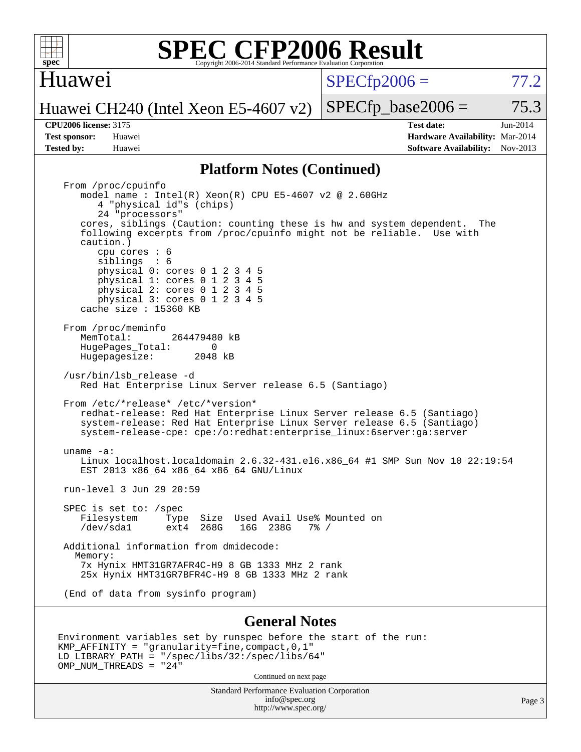# SPEC CFP2006 Result

Copyright 2006-2014 Standard Performance Evaluation Corporation

## Huawei

**Huawei CH240 (Intel Xeon E5-4607 v2)**

SPECfp2006 = 77.2

SPECfp_base2006 = 75.3

| | | | |
|---|---|---|---|
| **CPU2006 license:** | 3175 | **Test date:** | Jun-2014 |
| **Test sponsor:** | Huawei | **Hardware Availability:** | Mar-2014 |
| **Tested by:** | Huawei | **Software Availability:** | Nov-2013 |

## Platform Notes (Continued)

```
From /proc/cpuinfo
   model name : Intel(R) Xeon(R) CPU E5-4607 v2 @ 2.60GHz
      4 "physical id"s (chips)
      24 "processors"
   cores, siblings (Caution: counting these is hw and system dependent.  The
   following excerpts from /proc/cpuinfo might not be reliable.  Use with
   caution.)
      cpu cores : 6
      siblings  : 6
      physical 0: cores 0 1 2 3 4 5
      physical 1: cores 0 1 2 3 4 5
      physical 2: cores 0 1 2 3 4 5
      physical 3: cores 0 1 2 3 4 5
   cache size : 15360 KB

From /proc/meminfo
   MemTotal:       264479480 kB
   HugePages_Total:       0
   Hugepagesize:       2048 kB

/usr/bin/lsb_release -d
   Red Hat Enterprise Linux Server release 6.5 (Santiago)

From /etc/*release* /etc/*version*
   redhat-release: Red Hat Enterprise Linux Server release 6.5 (Santiago)
   system-release: Red Hat Enterprise Linux Server release 6.5 (Santiago)
   system-release-cpe: cpe:/o:redhat:enterprise_linux:6server:ga:server

uname -a:
   Linux localhost.localdomain 2.6.32-431.el6.x86_64 #1 SMP Sun Nov 10 22:19:54
   EST 2013 x86_64 x86_64 x86_64 GNU/Linux

run-level 3 Jun 29 20:59

SPEC is set to: /spec
   Filesystem     Type  Size  Used Avail Use% Mounted on
   /dev/sda1      ext4  268G   16G  238G   7% /

Additional information from dmidecode:
  Memory:
   7x Hynix HMT31GR7AFR4C-H9 8 GB 1333 MHz 2 rank
   25x Hynix HMT31GR7BFR4C-H9 8 GB 1333 MHz 2 rank

(End of data from sysinfo program)
```

## General Notes

```
Environment variables set by runspec before the start of the run:
KMP_AFFINITY = "granularity=fine,compact,0,1"
LD_LIBRARY_PATH = "/spec/libs/32:/spec/libs/64"
OMP_NUM_THREADS = "24"
```

Continued on next page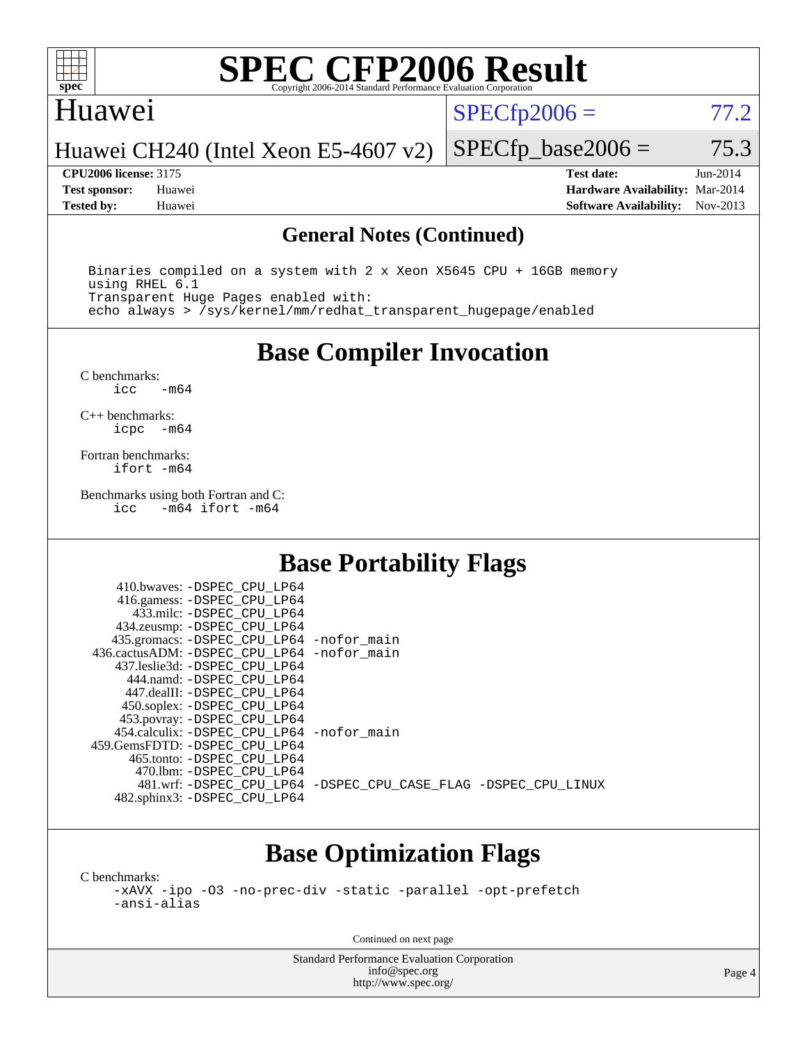## General Notes (Continued)

```
Binaries compiled on a system with 2 x Xeon X5645 CPU + 16GB memory
using RHEL 6.1
Transparent Huge Pages enabled with:
echo always > /sys/kernel/mm/redhat_transparent_hugepage/enabled
```

## Base Compiler Invocation

C benchmarks:
```
icc   -m64
```

C++ benchmarks:
```
icpc  -m64
```

Fortran benchmarks:
```
ifort -m64
```

Benchmarks using both Fortran and C:
```
icc   -m64 ifort -m64
```

## Base Portability Flags

| Benchmark | Flags |
|---|---|
| 410.bwaves: | -DSPEC_CPU_LP64 |
| 416.gamess: | -DSPEC_CPU_LP64 |
| 433.milc: | -DSPEC_CPU_LP64 |
| 434.zeusmp: | -DSPEC_CPU_LP64 |
| 435.gromacs: | -DSPEC_CPU_LP64 -nofor_main |
| 436.cactusADM: | -DSPEC_CPU_LP64 -nofor_main |
| 437.leslie3d: | -DSPEC_CPU_LP64 |
| 444.namd: | -DSPEC_CPU_LP64 |
| 447.dealII: | -DSPEC_CPU_LP64 |
| 450.soplex: | -DSPEC_CPU_LP64 |
| 453.povray: | -DSPEC_CPU_LP64 |
| 454.calculix: | -DSPEC_CPU_LP64 -nofor_main |
| 459.GemsFDTD: | -DSPEC_CPU_LP64 |
| 465.tonto: | -DSPEC_CPU_LP64 |
| 470.lbm: | -DSPEC_CPU_LP64 |
| 481.wrf: | -DSPEC_CPU_LP64 -DSPEC_CPU_CASE_FLAG -DSPEC_CPU_LINUX |
| 482.sphinx3: | -DSPEC_CPU_LP64 |

## Base Optimization Flags

C benchmarks:
```
-xAVX -ipo -O3 -no-prec-div -static -parallel -opt-prefetch
-ansi-alias
```

Continued on next page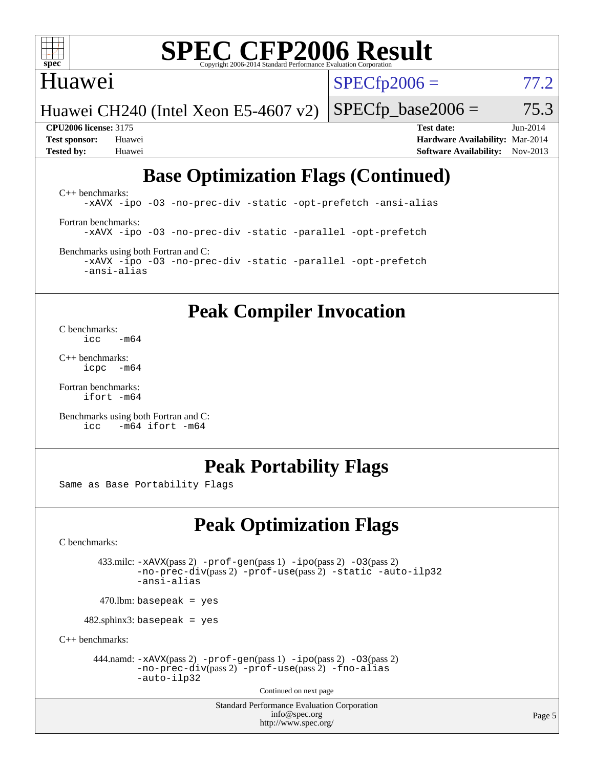# Base Optimization Flags (Continued)

C++ benchmarks:

```
-xAVX -ipo -O3 -no-prec-div -static -opt-prefetch -ansi-alias
```

Fortran benchmarks:

```
-xAVX -ipo -O3 -no-prec-div -static -parallel -opt-prefetch
```

Benchmarks using both Fortran and C:

```
-xAVX -ipo -O3 -no-prec-div -static -parallel -opt-prefetch
-ansi-alias
```

# Peak Compiler Invocation

C benchmarks:

```
icc   -m64
```

C++ benchmarks:

```
icpc  -m64
```

Fortran benchmarks:

```
ifort -m64
```

Benchmarks using both Fortran and C:

```
icc   -m64 ifort -m64
```

# Peak Portability Flags

Same as Base Portability Flags

# Peak Optimization Flags

C benchmarks:

433.milc: -xAVX(pass 2) -prof-gen(pass 1) -ipo(pass 2) -O3(pass 2) -no-prec-div(pass 2) -prof-use(pass 2) -static -auto-ilp32 -ansi-alias

470.lbm: basepeak = yes

482.sphinx3: basepeak = yes

C++ benchmarks:

444.namd: -xAVX(pass 2) -prof-gen(pass 1) -ipo(pass 2) -O3(pass 2) -no-prec-div(pass 2) -prof-use(pass 2) -fno-alias -auto-ilp32

Continued on next page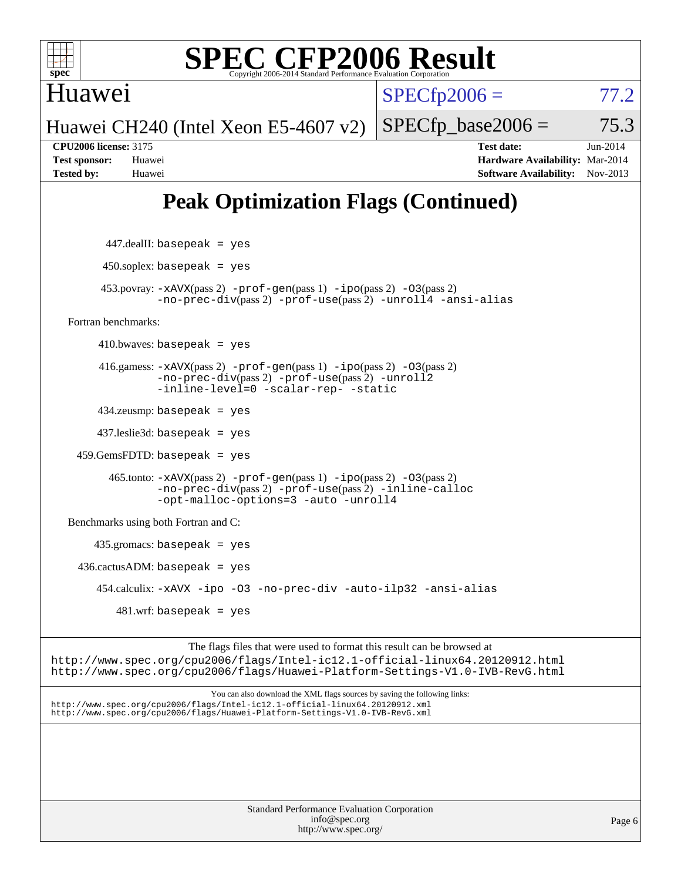# Peak Optimization Flags (Continued)

447.dealII: basepeak = yes

450.soplex: basepeak = yes

453.povray: -xAVX(pass 2) -prof-gen(pass 1) -ipo(pass 2) -O3(pass 2) -no-prec-div(pass 2) -prof-use(pass 2) -unroll4 -ansi-alias

Fortran benchmarks:

410.bwaves: basepeak = yes

416.gamess: -xAVX(pass 2) -prof-gen(pass 1) -ipo(pass 2) -O3(pass 2) -no-prec-div(pass 2) -prof-use(pass 2) -unroll2 -inline-level=0 -scalar-rep- -static

434.zeusmp: basepeak = yes

437.leslie3d: basepeak = yes

459.GemsFDTD: basepeak = yes

465.tonto: -xAVX(pass 2) -prof-gen(pass 1) -ipo(pass 2) -O3(pass 2) -no-prec-div(pass 2) -prof-use(pass 2) -inline-calloc -opt-malloc-options=3 -auto -unroll4

Benchmarks using both Fortran and C:

435.gromacs: basepeak = yes

436.cactusADM: basepeak = yes

454.calculix: -xAVX -ipo -O3 -no-prec-div -auto-ilp32 -ansi-alias

481.wrf: basepeak = yes

The flags files that were used to format this result can be browsed at
http://www.spec.org/cpu2006/flags/Intel-ic12.1-official-linux64.20120912.html
http://www.spec.org/cpu2006/flags/Huawei-Platform-Settings-V1.0-IVB-RevG.html

You can also download the XML flags sources by saving the following links:
http://www.spec.org/cpu2006/flags/Intel-ic12.1-official-linux64.20120912.xml
http://www.spec.org/cpu2006/flags/Huawei-Platform-Settings-V1.0-IVB-RevG.xml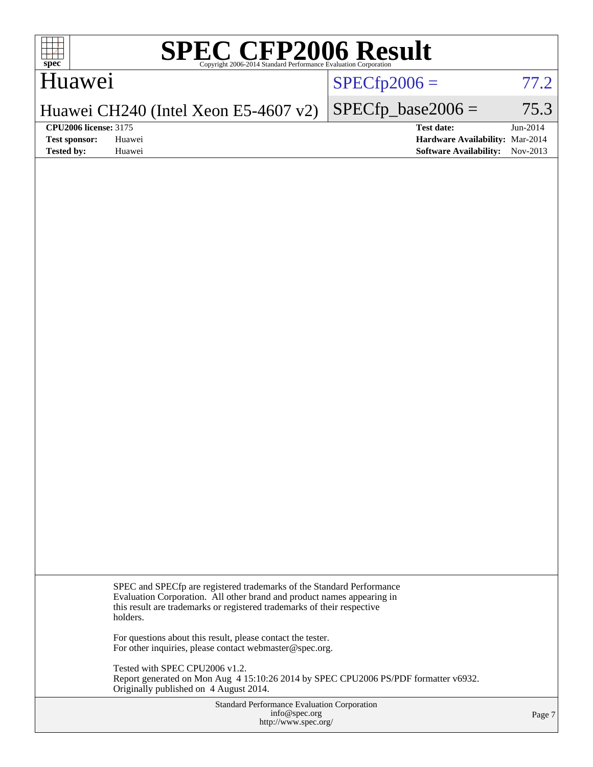# SPEC CFP2006 Result

Copyright 2006-2014 Standard Performance Evaluation Corporation

Huawei

Huawei CH240 (Intel Xeon E5-4607 v2)

SPECfp2006 = 77.2

SPECfp_base2006 = 75.3

**CPU2006 license:** 3175

**Test sponsor:** Huawei

**Tested by:** Huawei

**Test date:** Jun-2014

**Hardware Availability:** Mar-2014

**Software Availability:** Nov-2013

SPEC and SPECfp are registered trademarks of the Standard Performance Evaluation Corporation. All other brand and product names appearing in this result are trademarks or registered trademarks of their respective holders.

For questions about this result, please contact the tester.
For other inquiries, please contact webmaster@spec.org.

Tested with SPEC CPU2006 v1.2.
Report generated on Mon Aug 4 15:10:26 2014 by SPEC CPU2006 PS/PDF formatter v6932.
Originally published on 4 August 2014.

Standard Performance Evaluation Corporation
info@spec.org
http://www.spec.org/